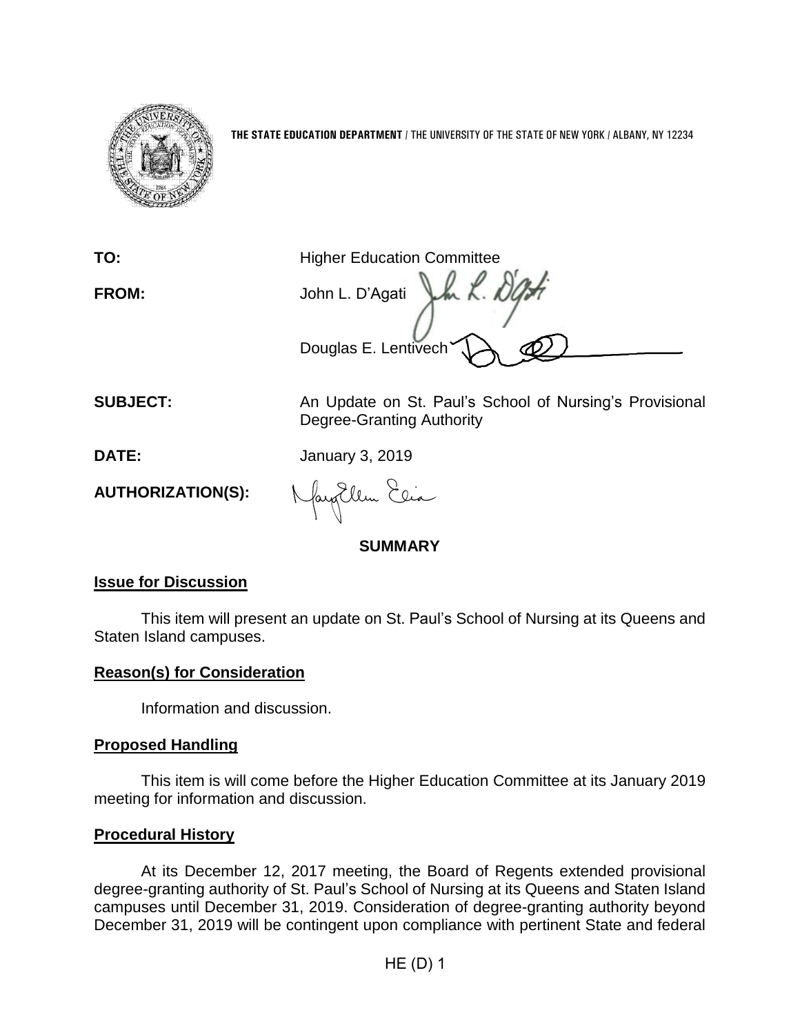THE STATE EDUCATION DEPARTMENT / THE UNIVERSITY OF THE STATE OF NEW YORK / ALBANY, NY 12234

**TO:** Higher Education Committee

**FROM:** John L. D'Agati

Douglas E. Lentivech

**SUBJECT:** An Update on St. Paul's School of Nursing's Provisional Degree-Granting Authority

**DATE:** January 3, 2019

**AUTHORIZATION(S):**

## SUMMARY

### Issue for Discussion

This item will present an update on St. Paul's School of Nursing at its Queens and Staten Island campuses.

### Reason(s) for Consideration

Information and discussion.

### Proposed Handling

This item is will come before the Higher Education Committee at its January 2019 meeting for information and discussion.

### Procedural History

At its December 12, 2017 meeting, the Board of Regents extended provisional degree-granting authority of St. Paul's School of Nursing at its Queens and Staten Island campuses until December 31, 2019. Consideration of degree-granting authority beyond December 31, 2019 will be contingent upon compliance with pertinent State and federal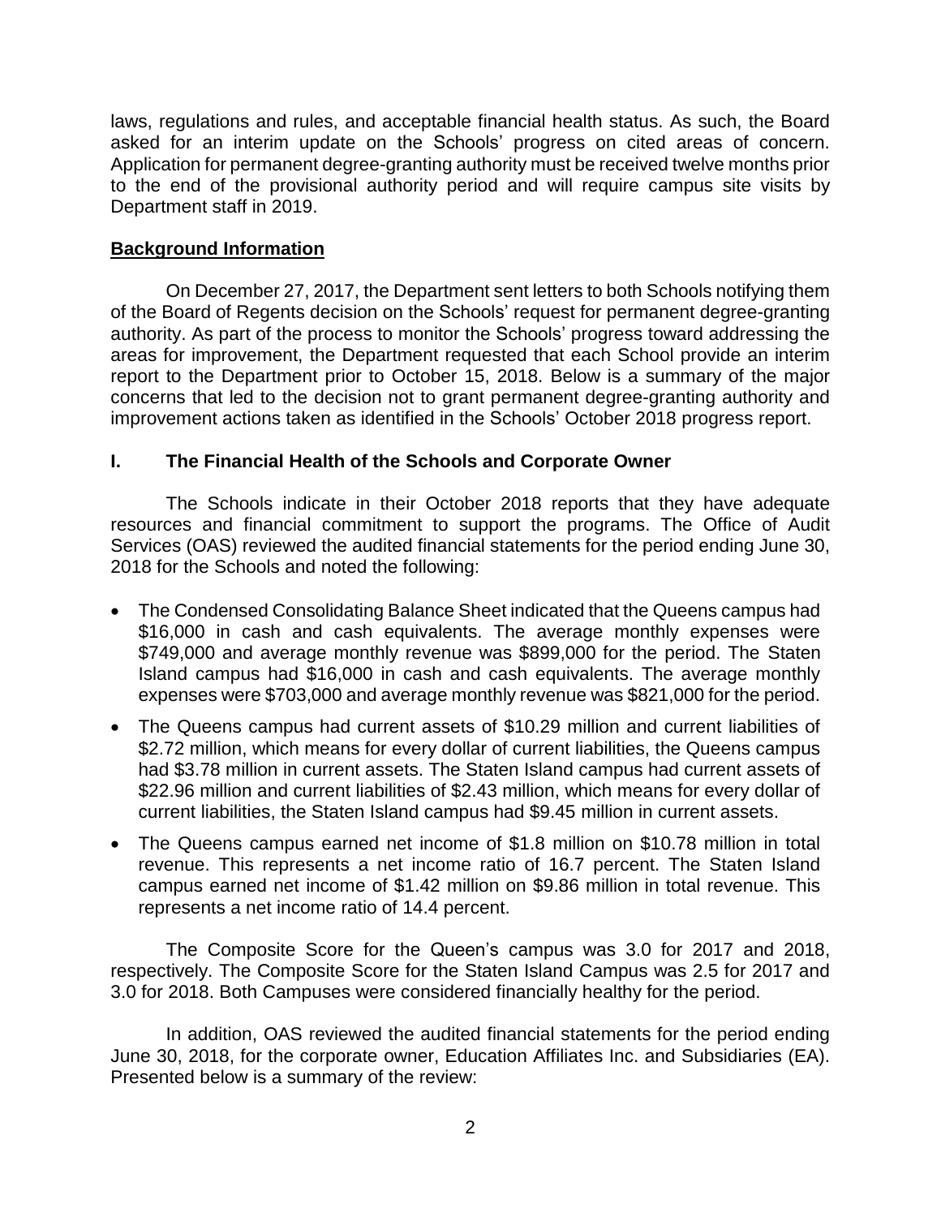laws, regulations and rules, and acceptable financial health status. As such, the Board asked for an interim update on the Schools' progress on cited areas of concern. Application for permanent degree-granting authority must be received twelve months prior to the end of the provisional authority period and will require campus site visits by Department staff in 2019.

## Background Information

On December 27, 2017, the Department sent letters to both Schools notifying them of the Board of Regents decision on the Schools' request for permanent degree-granting authority. As part of the process to monitor the Schools' progress toward addressing the areas for improvement, the Department requested that each School provide an interim report to the Department prior to October 15, 2018. Below is a summary of the major concerns that led to the decision not to grant permanent degree-granting authority and improvement actions taken as identified in the Schools' October 2018 progress report.

### I. The Financial Health of the Schools and Corporate Owner

The Schools indicate in their October 2018 reports that they have adequate resources and financial commitment to support the programs. The Office of Audit Services (OAS) reviewed the audited financial statements for the period ending June 30, 2018 for the Schools and noted the following:

- The Condensed Consolidating Balance Sheet indicated that the Queens campus had $16,000 in cash and cash equivalents. The average monthly expenses were $749,000 and average monthly revenue was $899,000 for the period. The Staten Island campus had $16,000 in cash and cash equivalents. The average monthly expenses were $703,000 and average monthly revenue was $821,000 for the period.
- The Queens campus had current assets of $10.29 million and current liabilities of $2.72 million, which means for every dollar of current liabilities, the Queens campus had $3.78 million in current assets. The Staten Island campus had current assets of $22.96 million and current liabilities of $2.43 million, which means for every dollar of current liabilities, the Staten Island campus had $9.45 million in current assets.
- The Queens campus earned net income of $1.8 million on $10.78 million in total revenue. This represents a net income ratio of 16.7 percent. The Staten Island campus earned net income of $1.42 million on $9.86 million in total revenue. This represents a net income ratio of 14.4 percent.

The Composite Score for the Queen's campus was 3.0 for 2017 and 2018, respectively. The Composite Score for the Staten Island Campus was 2.5 for 2017 and 3.0 for 2018. Both Campuses were considered financially healthy for the period.

In addition, OAS reviewed the audited financial statements for the period ending June 30, 2018, for the corporate owner, Education Affiliates Inc. and Subsidiaries (EA). Presented below is a summary of the review: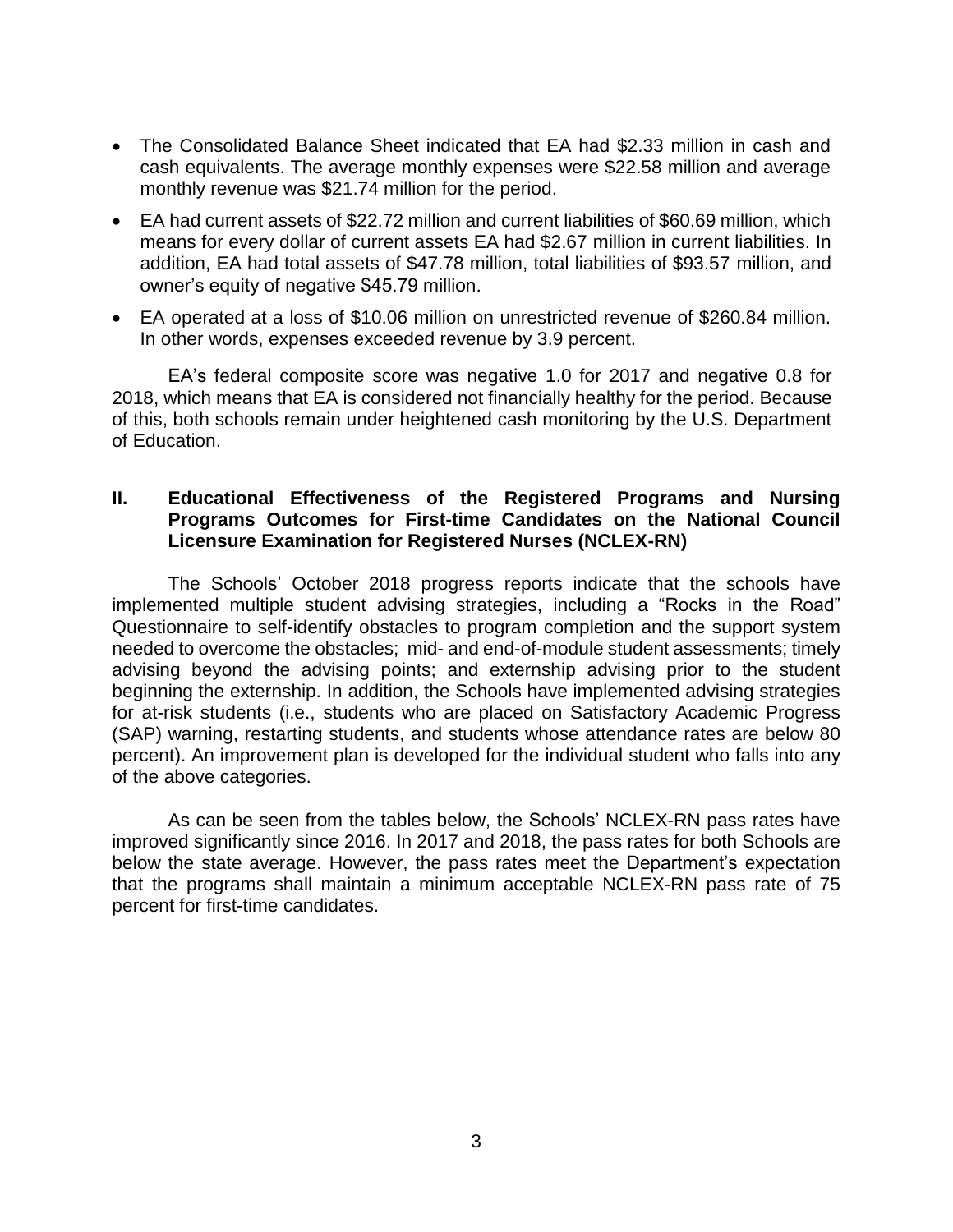- The Consolidated Balance Sheet indicated that EA had $2.33 million in cash and cash equivalents. The average monthly expenses were $22.58 million and average monthly revenue was $21.74 million for the period.
- EA had current assets of $22.72 million and current liabilities of $60.69 million, which means for every dollar of current assets EA had $2.67 million in current liabilities. In addition, EA had total assets of $47.78 million, total liabilities of $93.57 million, and owner's equity of negative $45.79 million.
- EA operated at a loss of $10.06 million on unrestricted revenue of $260.84 million. In other words, expenses exceeded revenue by 3.9 percent.

EA's federal composite score was negative 1.0 for 2017 and negative 0.8 for 2018, which means that EA is considered not financially healthy for the period. Because of this, both schools remain under heightened cash monitoring by the U.S. Department of Education.

## II. Educational Effectiveness of the Registered Programs and Nursing Programs Outcomes for First-time Candidates on the National Council Licensure Examination for Registered Nurses (NCLEX-RN)

The Schools' October 2018 progress reports indicate that the schools have implemented multiple student advising strategies, including a "Rocks in the Road" Questionnaire to self-identify obstacles to program completion and the support system needed to overcome the obstacles; mid- and end-of-module student assessments; timely advising beyond the advising points; and externship advising prior to the student beginning the externship. In addition, the Schools have implemented advising strategies for at-risk students (i.e., students who are placed on Satisfactory Academic Progress (SAP) warning, restarting students, and students whose attendance rates are below 80 percent). An improvement plan is developed for the individual student who falls into any of the above categories.

As can be seen from the tables below, the Schools' NCLEX-RN pass rates have improved significantly since 2016. In 2017 and 2018, the pass rates for both Schools are below the state average. However, the pass rates meet the Department's expectation that the programs shall maintain a minimum acceptable NCLEX-RN pass rate of 75 percent for first-time candidates.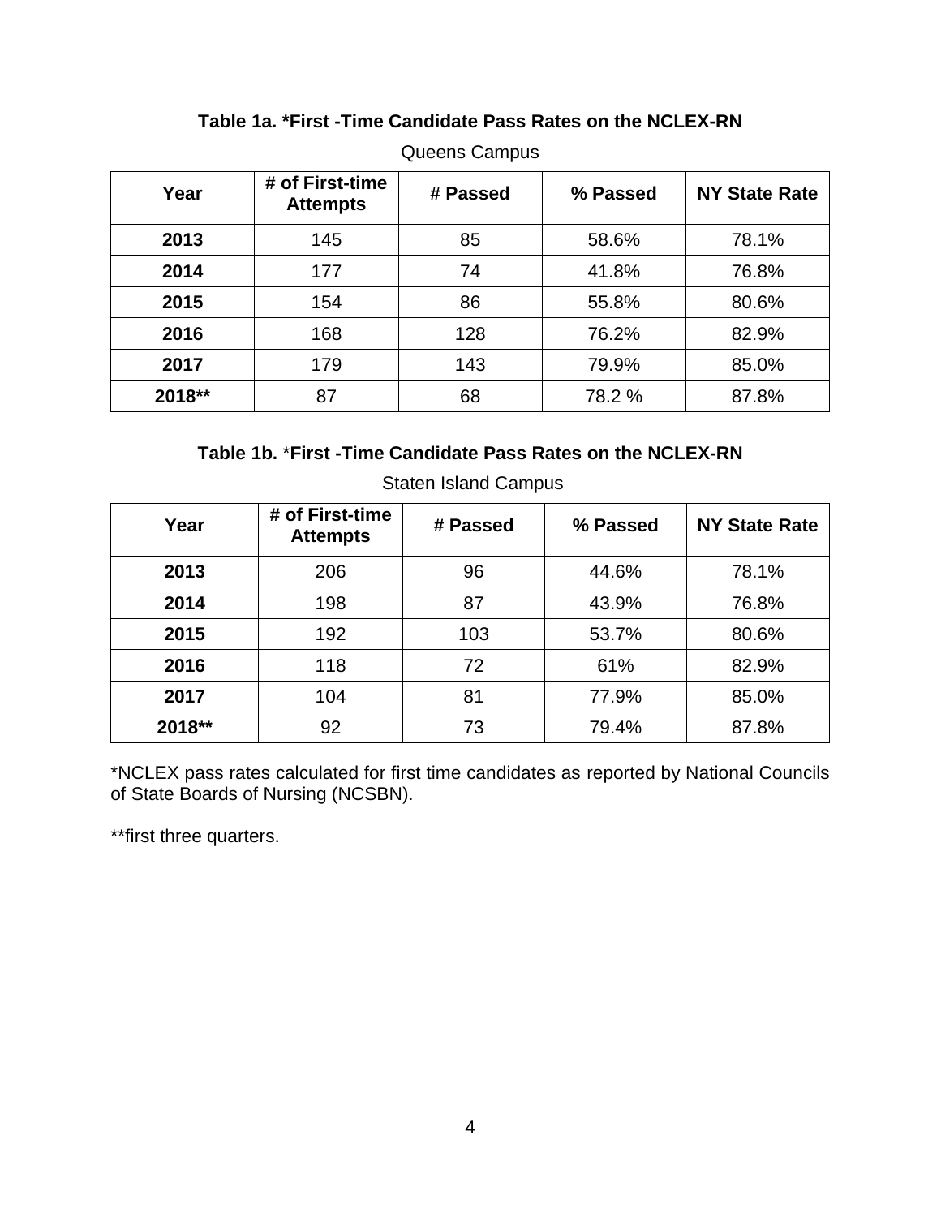**Table 1a. *First -Time Candidate Pass Rates on the NCLEX-RN**

Queens Campus

| Year | # of First-time Attempts | # Passed | % Passed | NY State Rate |
|---|---|---|---|---|
| **2013** | 145 | 85 | 58.6% | 78.1% |
| **2014** | 177 | 74 | 41.8% | 76.8% |
| **2015** | 154 | 86 | 55.8% | 80.6% |
| **2016** | 168 | 128 | 76.2% | 82.9% |
| **2017** | 179 | 143 | 79.9% | 85.0% |
| **2018**** | 87 | 68 | 78.2 % | 87.8% |

**Table 1b.** ***First -Time Candidate Pass Rates on the NCLEX-RN**

Staten Island Campus

| Year | # of First-time Attempts | # Passed | % Passed | NY State Rate |
|---|---|---|---|---|
| **2013** | 206 | 96 | 44.6% | 78.1% |
| **2014** | 198 | 87 | 43.9% | 76.8% |
| **2015** | 192 | 103 | 53.7% | 80.6% |
| **2016** | 118 | 72 | 61% | 82.9% |
| **2017** | 104 | 81 | 77.9% | 85.0% |
| **2018**** | 92 | 73 | 79.4% | 87.8% |

*NCLEX pass rates calculated for first time candidates as reported by National Councils of State Boards of Nursing (NCSBN).

**first three quarters.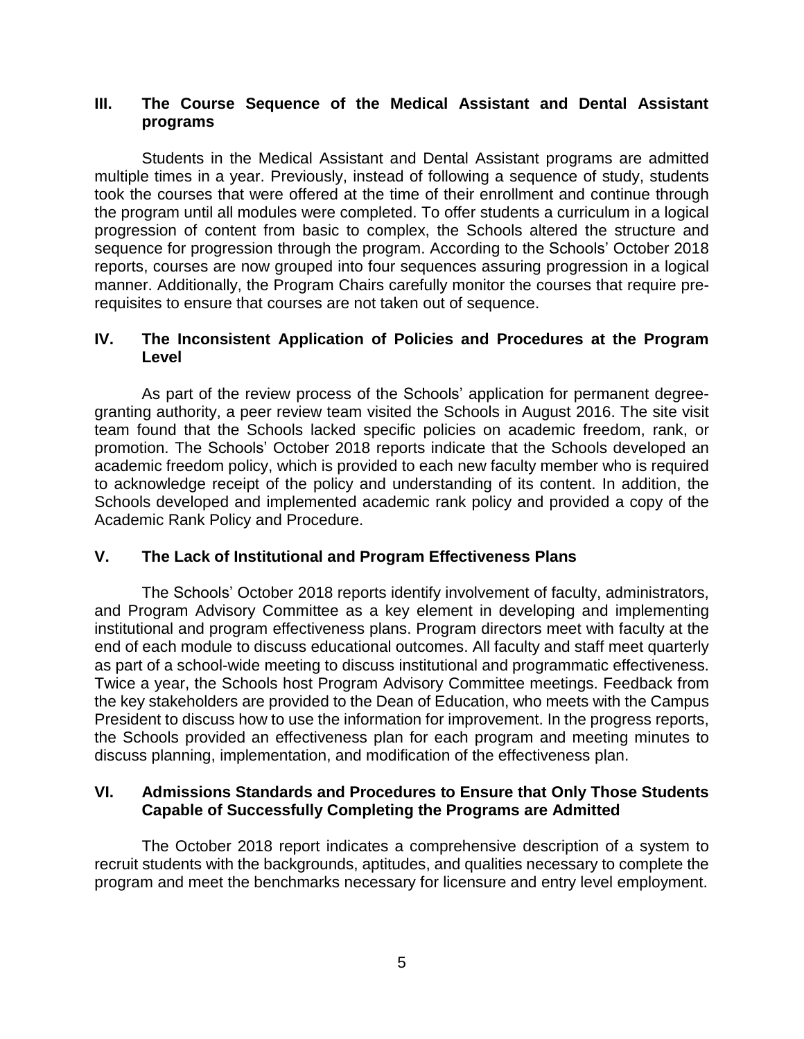## III. The Course Sequence of the Medical Assistant and Dental Assistant programs

Students in the Medical Assistant and Dental Assistant programs are admitted multiple times in a year. Previously, instead of following a sequence of study, students took the courses that were offered at the time of their enrollment and continue through the program until all modules were completed. To offer students a curriculum in a logical progression of content from basic to complex, the Schools altered the structure and sequence for progression through the program. According to the Schools' October 2018 reports, courses are now grouped into four sequences assuring progression in a logical manner. Additionally, the Program Chairs carefully monitor the courses that require pre-requisites to ensure that courses are not taken out of sequence.

## IV. The Inconsistent Application of Policies and Procedures at the Program Level

As part of the review process of the Schools' application for permanent degree-granting authority, a peer review team visited the Schools in August 2016. The site visit team found that the Schools lacked specific policies on academic freedom, rank, or promotion. The Schools' October 2018 reports indicate that the Schools developed an academic freedom policy, which is provided to each new faculty member who is required to acknowledge receipt of the policy and understanding of its content. In addition, the Schools developed and implemented academic rank policy and provided a copy of the Academic Rank Policy and Procedure.

## V. The Lack of Institutional and Program Effectiveness Plans

The Schools' October 2018 reports identify involvement of faculty, administrators, and Program Advisory Committee as a key element in developing and implementing institutional and program effectiveness plans. Program directors meet with faculty at the end of each module to discuss educational outcomes. All faculty and staff meet quarterly as part of a school-wide meeting to discuss institutional and programmatic effectiveness. Twice a year, the Schools host Program Advisory Committee meetings. Feedback from the key stakeholders are provided to the Dean of Education, who meets with the Campus President to discuss how to use the information for improvement. In the progress reports, the Schools provided an effectiveness plan for each program and meeting minutes to discuss planning, implementation, and modification of the effectiveness plan.

## VI. Admissions Standards and Procedures to Ensure that Only Those Students Capable of Successfully Completing the Programs are Admitted

The October 2018 report indicates a comprehensive description of a system to recruit students with the backgrounds, aptitudes, and qualities necessary to complete the program and meet the benchmarks necessary for licensure and entry level employment.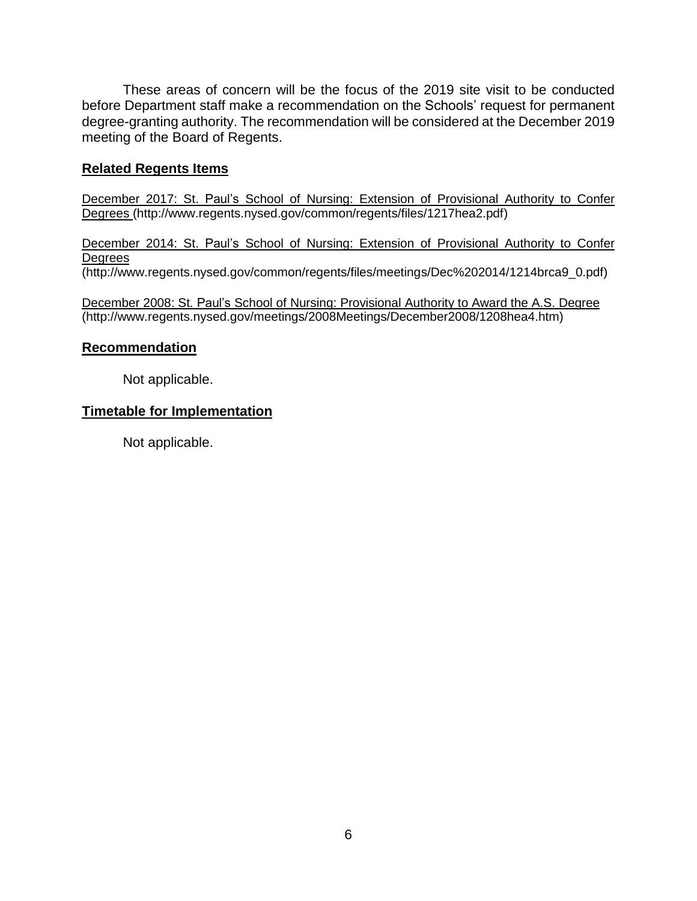These areas of concern will be the focus of the 2019 site visit to be conducted before Department staff make a recommendation on the Schools' request for permanent degree-granting authority. The recommendation will be considered at the December 2019 meeting of the Board of Regents.

## Related Regents Items

December 2017: St. Paul's School of Nursing: Extension of Provisional Authority to Confer Degrees (http://www.regents.nysed.gov/common/regents/files/1217hea2.pdf)

December 2014: St. Paul's School of Nursing: Extension of Provisional Authority to Confer Degrees
(http://www.regents.nysed.gov/common/regents/files/meetings/Dec%202014/1214brca9_0.pdf)

December 2008: St. Paul's School of Nursing: Provisional Authority to Award the A.S. Degree (http://www.regents.nysed.gov/meetings/2008Meetings/December2008/1208hea4.htm)

## Recommendation

Not applicable.

## Timetable for Implementation

Not applicable.